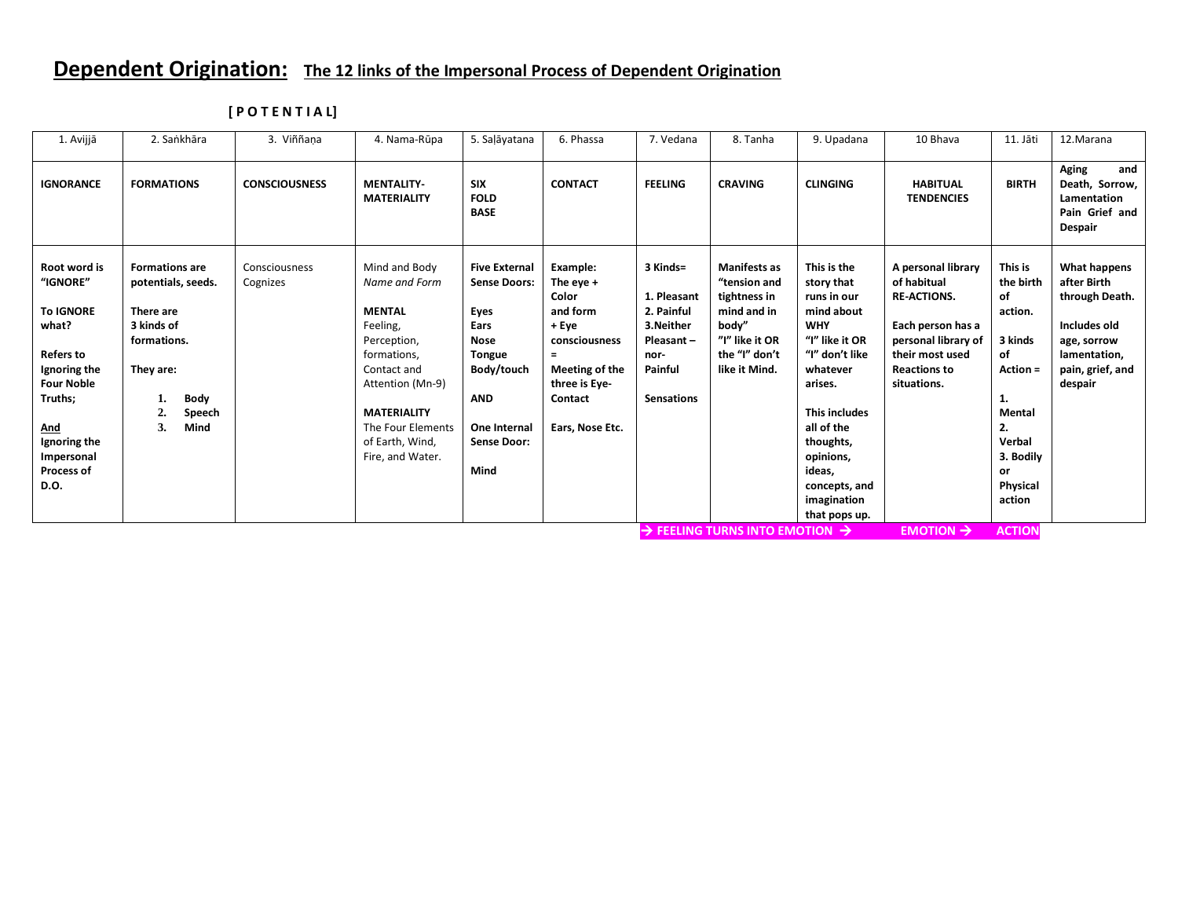# **Dependent Origination:** The 12 links of the Impersonal Process of Dependent Origination

**[ P O T E N T I A L]**

| 1. Avijjā | 2. Saṅkhāra | 3. Viññaṇa | 4. Nama-Rūpa | 5. Saḷāyatana | 6. Phassa | 7. Vedana | 8. Tanha | 9. Upadana | 10 Bhava | 11. Jāti | 12.Marana |
|---|---|---|---|---|---|---|---|---|---|---|---|
| **IGNORANCE** | **FORMATIONS** | **CONSCIOUSNESS** | **MENTALITY-MATERIALITY** | **SIX FOLD BASE** | **CONTACT** | **FEELING** | **CRAVING** | **CLINGING** | **HABITUAL TENDENCIES** | **BIRTH** | **Aging and Death, Sorrow, Lamentation Pain Grief and Despair** |
| **Root word is "IGNORE"**<br><br>**To IGNORE what?**<br><br>**Refers to Ignoring the Four Noble Truths;**<br><br>**And Ignoring the Impersonal Process of D.O.** | **Formations are potentials, seeds.**<br><br>**There are 3 kinds of formations.**<br><br>**They are:**<br><br>1. **Body**<br>2. **Speech**<br>3. **Mind** | Consciousness Cognizes | Mind and Body<br>*Name and Form*<br><br>**MENTAL**<br>Feeling, Perception, formations, Contact and Attention (Mn-9)<br><br>**MATERIALITY**<br>The Four Elements of Earth, Wind, Fire, and Water. | **Five External Sense Doors:**<br><br>**Eyes**<br>**Ears**<br>**Nose**<br>**Tongue**<br>**Body/touch**<br><br>**AND**<br><br>**One Internal Sense Door:**<br><br>**Mind** | **Example:**<br>**The eye + Color and form + Eye consciousness =**<br>**Meeting of the three is Eye-Contact**<br><br>**Ears, Nose Etc.** | **3 Kinds=**<br><br>**1. Pleasant**<br>**2. Painful**<br>**3.Neither Pleasant – nor-Painful**<br><br>**Sensations** | **Manifests as "tension and tightness in mind and in body"**<br>**"I" like it OR the "I" don't like it Mind.** | **This is the story that runs in our mind about WHY "I" like it OR "I" don't like whatever arises.**<br><br>**This includes all of the thoughts, opinions, ideas, concepts, and imagination that pops up.** | **A personal library of habitual RE-ACTIONS.**<br><br>**Each person has a personal library of their most used Reactions to situations.** | **This is the birth of action.**<br><br>**3 kinds of Action =**<br><br>**1. Mental**<br>**2. Verbal**<br>**3. Bodily or Physical action** | **What happens after Birth through Death.**<br><br>**Includes old age, sorrow lamentation, pain, grief, and despair** |
| | | | | | | **→ FEELING TURNS INTO EMOTION →** | | | **EMOTION →** | **ACTION** | |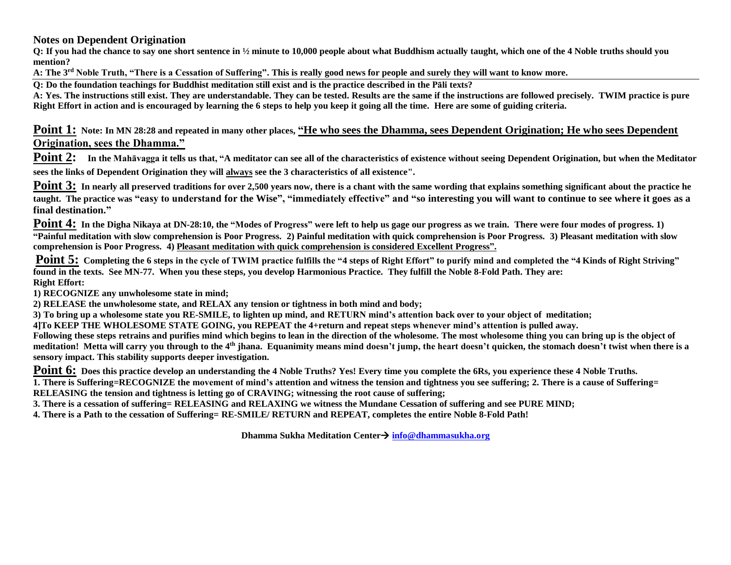## Notes on Dependent Origination

**Q: If you had the chance to say one short sentence in ½ minute to 10,000 people about what Buddhism actually taught, which one of the 4 Noble truths should you mention?**

**A: The 3rd Noble Truth, "There is a Cessation of Suffering". This is really good news for people and surely they will want to know more.**

---

**Q: Do the foundation teachings for Buddhist meditation still exist and is the practice described in the Pāli texts?**

**A: Yes. The instructions still exist. They are understandable. They can be tested. Results are the same if the instructions are followed precisely. TWIM practice is pure Right Effort in action and is encouraged by learning the 6 steps to help you keep it going all the time. Here are some of guiding criteria.**

**Point 1: Note: In MN 28:28 and repeated in many other places, "He who sees the Dhamma, sees Dependent Origination; He who sees Dependent Origination, sees the Dhamma."**

**Point 2: In the Mahāvagga it tells us that, "A meditator can see all of the characteristics of existence without seeing Dependent Origination, but when the Meditator sees the links of Dependent Origination they will always see the 3 characteristics of all existence".**

**Point 3: In nearly all preserved traditions for over 2,500 years now, there is a chant with the same wording that explains something significant about the practice he taught. The practice was "easy to understand for the Wise", "immediately effective" and "so interesting you will want to continue to see where it goes as a final destination."**

**Point 4: In the Digha Nikaya at DN-28:10, the "Modes of Progress" were left to help us gage our progress as we train. There were four modes of progress. 1) "Painful meditation with slow comprehension is Poor Progress. 2) Painful meditation with quick comprehension is Poor Progress. 3) Pleasant meditation with slow comprehension is Poor Progress. 4) Pleasant meditation with quick comprehension is considered Excellent Progress".**

**Point 5: Completing the 6 steps in the cycle of TWIM practice fulfills the "4 steps of Right Effort" to purify mind and completed the "4 Kinds of Right Striving" found in the texts. See MN-77. When you these steps, you develop Harmonious Practice. They fulfill the Noble 8-Fold Path. They are:**

**Right Effort:**

**1) RECOGNIZE any unwholesome state in mind;**

**2) RELEASE the unwholesome state, and RELAX any tension or tightness in both mind and body;**

**3) To bring up a wholesome state you RE-SMILE, to lighten up mind, and RETURN mind's attention back over to your object of meditation;**

**4]To KEEP THE WHOLESOME STATE GOING, you REPEAT the 4+return and repeat steps whenever mind's attention is pulled away.**

**Following these steps retrains and purifies mind which begins to lean in the direction of the wholesome. The most wholesome thing you can bring up is the object of meditation! Metta will carry you through to the 4th jhana. Equanimity means mind doesn't jump, the heart doesn't quicken, the stomach doesn't twist when there is a sensory impact. This stability supports deeper investigation.**

**Point 6: Does this practice develop an understanding the 4 Noble Truths? Yes! Every time you complete the 6Rs, you experience these 4 Noble Truths.**

**1. There is Suffering=RECOGNIZE the movement of mind's attention and witness the tension and tightness you see suffering; 2. There is a cause of Suffering= RELEASING the tension and tightness is letting go of CRAVING; witnessing the root cause of suffering;**

**3. There is a cessation of suffering= RELEASING and RELAXING we witness the Mundane Cessation of suffering and see PURE MIND;**

**4. There is a Path to the cessation of Suffering= RE-SMILE/ RETURN and REPEAT, completes the entire Noble 8-Fold Path!**

**Dhamma Sukha Meditation Center→ info@dhammasukha.org**